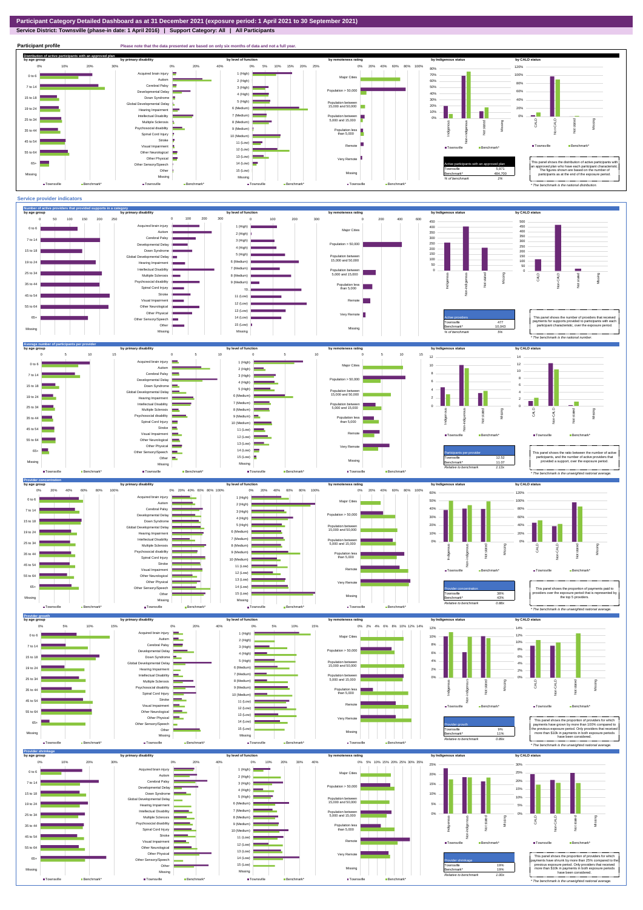# Participant Category Detailed Dashboard as at 31 December 2021 (exposure period: 1 April 2021 to 30 September 2021)

**Service District: Townsville (phase-in date: 1 April 2016) | Support Category: All | All Participants**

## Participant profile

Please note that the data presented are based on only six months of data and not a full year.

### Distribution of active participants with an approved plan

| Active participants with an approved plan | |
|---|---|
| Townsville | 5,971 |
| Benchmark* | 484,700 |
| % of benchmark | 1% |

This panel shows the distribution of active participants with an approved plan who have each participant characteristic. The figures shown are based on the number of participants as at the end of the exposure period.

\* The benchmark is the national distribution.

## Service provider indicators

### Number of active providers that provided supports in a category

| Active providers | |
|---|---|
| Townsville | 477 |
| Benchmark* | 10,043 |
| % of benchmark | 5% |

This panel shows the number of providers that received payments for supports provided to participants with each participant characteristic, over the exposure period.

\* The benchmark is the national number.

### Average number of participants per provider

| Participants per provider | |
|---|---|
| Townsville | 12.52 |
| Benchmark* | 11.07 |
| Relative to benchmark | 1.13x |

This panel shows the ratio between the number of active participants, and the number of active providers that provided a support, over the exposure period.

\* The benchmark is the unweighted national average.

### Provider concentration

| Provider concentration | |
|---|---|
| Townsville | 38% |
| Benchmark* | 43% |
| Relative to benchmark | 0.88x |

This panel shows the proportion of payments paid to providers over the exposure period that is represented by the top 5 providers.

\* The benchmark is the unweighted national average.

### Provider growth

| Provider growth | |
|---|---|
| Townsville | 9% |
| Benchmark* | 11% |
| Relative to benchmark | 0.89x |

This panel shows the proportion of providers for which payments have grown by more than 100% compared to the previous exposure period. Only providers that received more than $10k in payments in both exposure periods have been considered.

\* The benchmark is the unweighted national average.

### Provider shrinkage

| Provider shrinkage | |
|---|---|
| Townsville | 19% |
| Benchmark* | 19% |
| Relative to benchmark | 1.00x |

This panel shows the proportion of providers for which payments have shrunk by more than 25% compared to the previous exposure period. Only providers that received more than $10k in payments in both exposure periods have been considered.

\* The benchmark is the unweighted national average.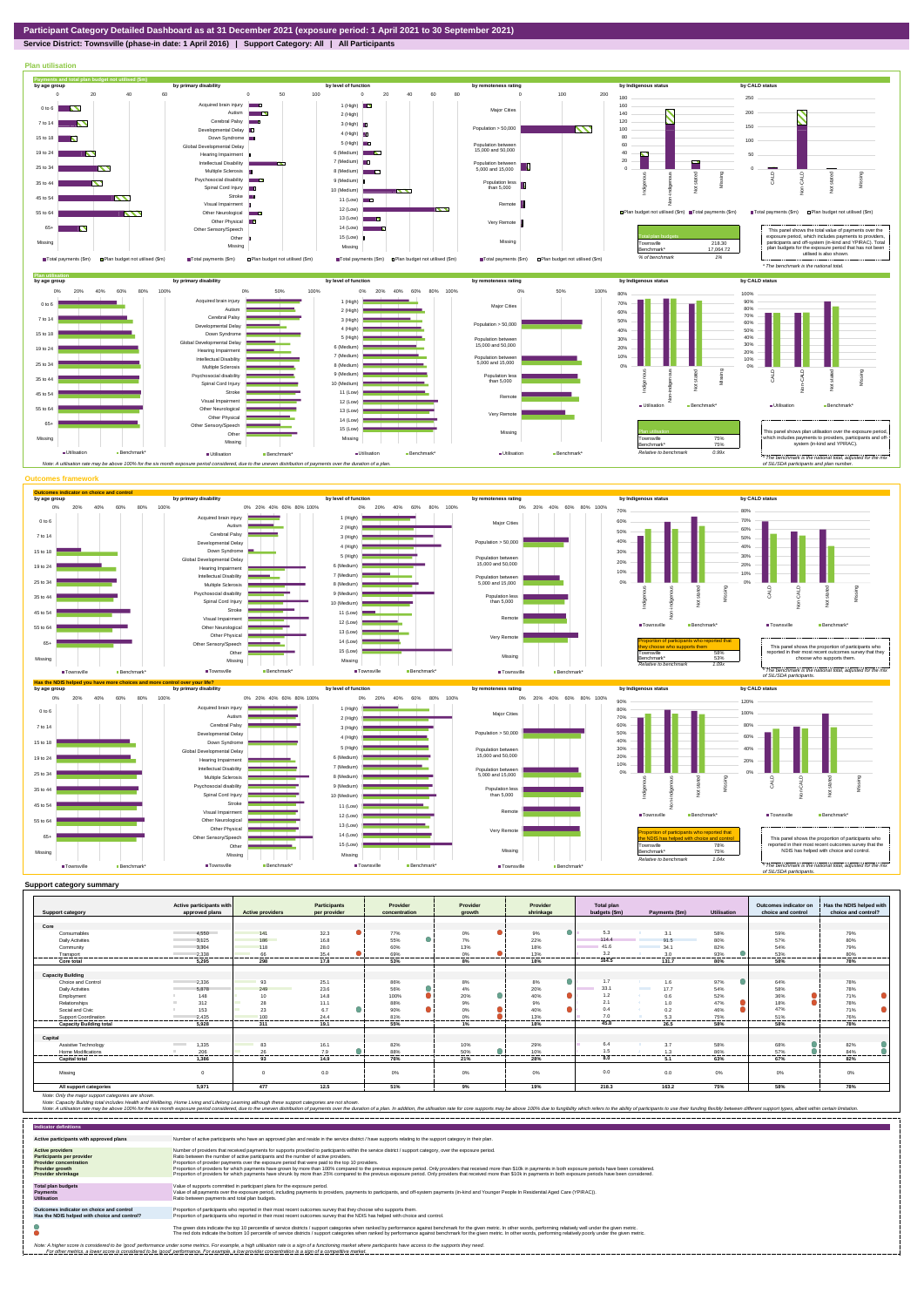# Participant Category Detailed Dashboard as at 31 December 2021 (exposure period: 1 April 2021 to 30 September 2021)

**Service District: Townsville (phase-in date: 1 April 2016) | Support Category: All | All Participants**

## Plan utilisation

**Payments and total plan budget not utilised ($m)**

| Total plan budgets | |
|---|---|
| Townsville | 218.30 |
| Benchmark* | 17,064.72 |
| % of benchmark | 1% |

This panel shows the total value of payments over the exposure period, which includes payments to providers, participants and off-system (in-kind and YPIRAC). Total plan budgets for the exposure period that has not been utilised is also shown.

\* The benchmark is the national total.

**Plan utilisation**

| Plan utilisation | |
|---|---|
| Townsville | 75% |
| Benchmark* | 75% |
| Relative to benchmark | 0.99x |

This panel shows plan utilisation over the exposure period, which includes payments to providers, participants and off-system (in-kind and YPIRAC).

\* The benchmark is the national total, adjusted for the mix of SIL/SDA participants and plan number.

Note: A utilisation rate may be above 100% for the six month exposure period considered, due to the uneven distribution of payments over the duration of a plan.

## Outcomes framework

**Outcomes indicator on choice and control**

| Proportion of participants who reported that they choose who supports them | |
|---|---|
| Townsville | 58% |
| Benchmark* | 53% |
| Relative to benchmark | 1.09x |

This panel shows the proportion of participants who reported in their most recent outcomes survey that they choose who supports them.

\* The benchmark is the national total, adjusted for the mix of SIL/SDA participants.

**Has the NDIS helped you have more choices and more control over your life?**

| Proportion of participants who reported that the NDIS has helped with choice and control | |
|---|---|
| Townsville | 78% |
| Benchmark* | 75% |
| Relative to benchmark | 1.04x |

This panel shows the proportion of participants who reported in their most recent outcomes survey that the NDIS has helped with choice and control.

\* The benchmark is the national total, adjusted for the mix of SIL/SDA participants.

## Support category summary

| Support category | Active participants with approved plans | Active providers | Participants per provider | Provider concentration | Provider growth | Provider shrinkage | Total plan budgets ($m) | Payments ($m) | Utilisation | Outcomes indicator on choice and control | Has the NDIS helped with choice and control? |
|---|---|---|---|---|---|---|---|---|---|---|---|
| **Core** | | | | | | | | | | | |
| Consumables | 4,550 | 141 | 32.3 | 77% | 0% | 9% | 5.3 | 3.1 | 58% | 59% | 79% |
| Daily Activities | 3,625 | 186 | 16.8 | 55% | 7% | 22% | 114.4 | 91.5 | 80% | 57% | 80% |
| Community | 3,304 | 118 | 28.0 | 60% | 13% | 18% | 41.6 | 34.1 | 82% | 54% | 79% |
| Transport | 2,338 | 66 | 35.4 | 69% | 0% | 13% | 3.2 | 3.0 | 93% | 53% | 80% |
| **Core total** | **5,295** | **298** | **17.8** | **53%** | **8%** | **18%** | **164.5** | **131.7** | **80%** | **58%** | **78%** |
| **Capacity Building** | | | | | | | | | | | |
| Choice and Control | 2,336 | 93 | 25.1 | 86% | 8% | 8% | 1.7 | 1.6 | 97% | 64% | 78% |
| Daily Activities | 5,876 | 249 | 23.6 | 56% | 4% | 20% | 33.1 | 17.7 | 54% | 58% | 78% |
| Employment | 148 | 10 | 14.8 | 100% | 20% | 40% | 1.2 | 0.6 | 52% | 36% | 71% |
| Relationships | 312 | 28 | 11.1 | 88% | 9% | 9% | 2.1 | 1.0 | 47% | 18% | 76% |
| Social and Civic | 153 | 23 | 6.7 | 90% | 0% | 40% | 0.4 | 0.2 | 46% | 47% | 71% |
| Support Coordination | 2,435 | 100 | 24.4 | 81% | 0% | 13% | 7.0 | 5.3 | 75% | 51% | 76% |
| **Capacity Building total** | **5,928** | **311** | **19.1** | **55%** | **1%** | **19%** | **46.8** | **26.5** | **58%** | **58%** | **78%** |
| **Capital** | | | | | | | | | | | |
| Assistive Technology | 1,335 | 83 | 16.1 | 82% | 10% | 29% | 6.4 | 3.7 | 58% | 69% | 82% |
| Home Modifications | 206 | 26 | 7.9 | 88% | 50% | 10% | 1.5 | 1.3 | 86% | 57% | 84% |
| **Capital total** | **1,386** | **93** | **14.9** | **76%** | **21%** | **28%** | **8.0** | **5.1** | **63%** | **67%** | **82%** |
| Missing | 0 | 0 | 0.0 | 0% | 0% | 0% | 0.0 | 0.0 | 0% | 0% | 0% |
| **All support categories** | **5,971** | **477** | **12.5** | **51%** | **9%** | **19%** | **218.3** | **163.2** | **75%** | **58%** | **78%** |

Note: Only the major support categories are shown.

Note: Capacity Building total includes Health and Wellbeing, Home Living and Lifelong Learning although these support categories are not shown.

Note: A utilisation rate may be above 100% for the six month exposure period considered, due to the uneven distribution of payments over the duration of a plan. In addition, the utilisation rate for core supports may be above 100% due to fungibility which refers to the ability of participants to use their funding flexibly between different support types, albeit within certain limitation.

## Indicator definitions

| | |
|---|---|
| **Active participants with approved plans** | Number of active participants who have an approved plan and reside in the service district / have supports relating to the support category in their plan. |
| **Active providers** | Number of providers that received payments for supports provided to participants within the service district / support category, over the exposure period. |
| **Participants per provider** | Ratio between the number of active participants and the number of active providers. |
| **Provider concentration** | Proportion of provider payments over the exposure period that were paid to the top 10 providers. |
| **Provider growth** | Proportion of providers for which payments have grown by more than 100% compared to the previous exposure period. Only providers that received more than $10k in payments in both exposure periods have been considered. |
| **Provider shrinkage** | Proportion of providers for which payments have shrunk by more than 25% compared to the previous exposure period. Only providers that received more than $10k in payments in both exposure periods have been considered. |
| **Total plan budgets** | Value of supports committed in participant plans for the exposure period. |
| **Payments** | Value of all payments over the exposure period, including payments to providers, payments to participants, and off-system payments (in-kind and Younger People In Residential Aged Care (YPIRAC)). |
| **Utilisation** | Ratio between payments and total plan budgets. |
| **Outcomes indicator on choice and control** | Proportion of participants who reported in their most recent outcomes survey that they choose who supports them. |
| **Has the NDIS helped with choice and control?** | Proportion of participants who reported in their most recent outcomes survey that the NDIS has helped with choice and control. |

The green dots indicate the top 10 percentile of service districts / support categories when ranked by performance against benchmark for the given metric. In other words, performing relatively well under the given metric.
The red dots indicate the bottom 10 percentile of service districts / support categories when ranked by performance against benchmark for the given metric. In other words, performing relatively poorly under the given metric.

Note: A higher score is considered to be 'good' performance under some metrics. For example, a high utilisation rate is a sign of a functioning market where participants have access to the supports they need.
For other metrics, a lower score is considered to be 'good' performance. For example, a low provider concentration is a sign of a competitive market.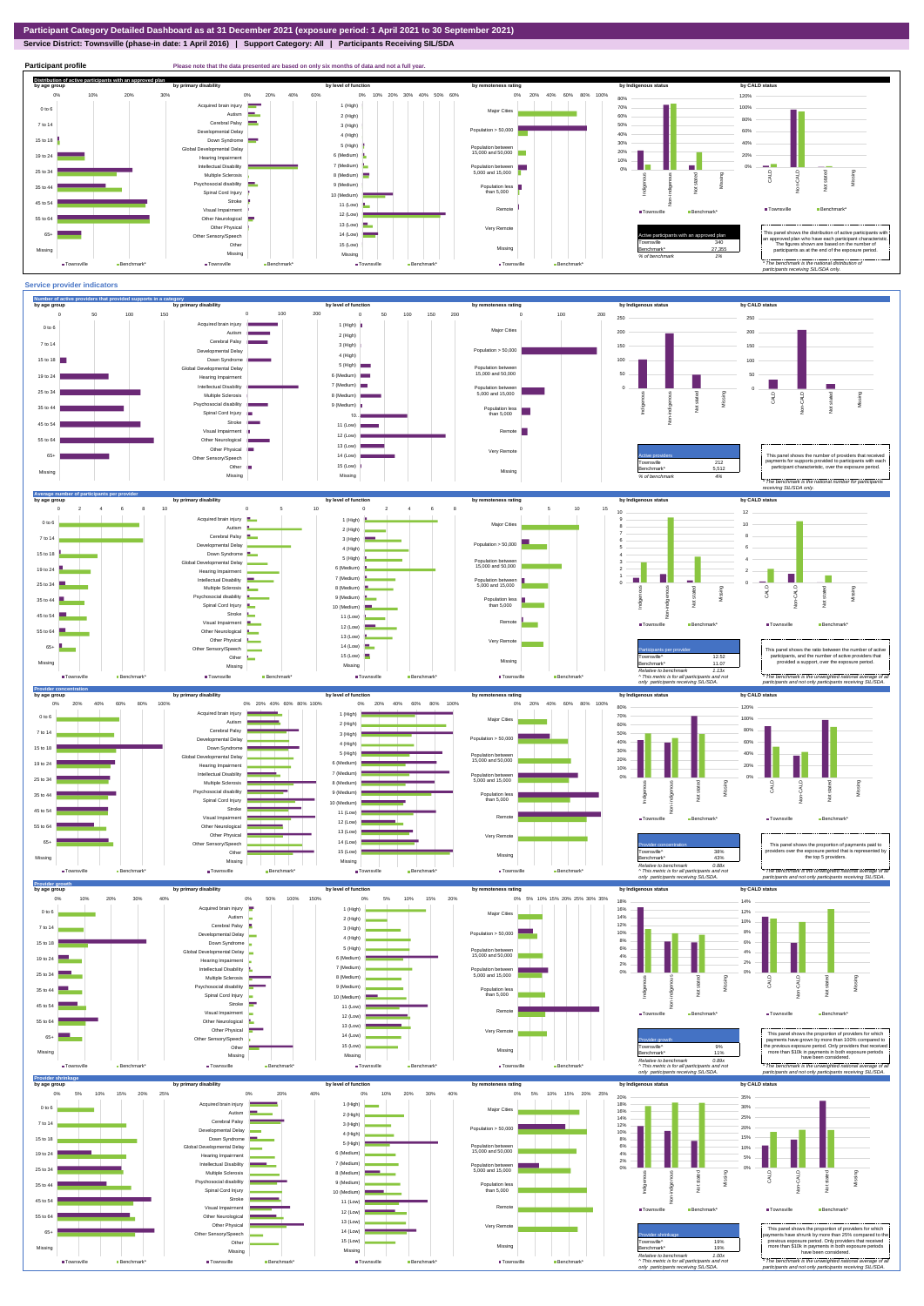# Participant Category Detailed Dashboard as at 31 December 2021 (exposure period: 1 April 2021 to 30 September 2021)

**Service District: Townsville (phase-in date: 1 April 2016) | Support Category: All | Participants Receiving SIL/SDA**

## Participant profile

Please note that the data presented are based on only six months of data and not a full year.

### Distribution of active participants with an approved plan

| Active participants with an approved plan | |
|---|---|
| Townsville | 340 |
| Benchmark* | 27,355 |
| % of benchmark | 1% |

This panel shows the distribution of active participants with an approved plan who have each participant characteristic. The figures shown are based on the number of participants as at the end of the exposure period.

\* The benchmark is the national distribution of participants receiving SIL/SDA only.

## Service provider indicators

### Number of active providers that provided supports in a category

| Active providers | |
|---|---|
| Townsville | 212 |
| Benchmark* | 5,512 |
| % of benchmark | 4% |

This panel shows the number of providers that received payments for supports provided to participants with each participant characteristic, over the exposure period.

\* The benchmark is the national number for participants receiving SIL/SDA only.

### Average number of participants per provider

| Participants per provider | |
|---|---|
| Townsville^ | 12.52 |
| Benchmark* | 11.07 |
| Relative to benchmark | 1.13x |

^ This metric is for all participants and not only participants receiving SIL/SDA.

This panel shows the ratio between the number of active participants, and the number of active providers that provided a support, over the exposure period.

\* The benchmark is the unweighted national average of all participants and not only participants receiving SIL/SDA.

### Provider concentration

| Provider concentration | |
|---|---|
| Townsville^ | 38% |
| Benchmark* | 43% |
| Relative to benchmark | 0.88x |

^ This metric is for all participants and not only participants receiving SIL/SDA.

This panel shows the proportion of payments paid to providers over the exposure period that is represented by the top 5 providers.

\* The benchmark is the unweighted national average of all participants and not only participants receiving SIL/SDA.

### Provider growth

| Provider growth | |
|---|---|
| Townsville^ | 9% |
| Benchmark* | 11% |
| Relative to benchmark | 0.80x |

^ This metric is for all participants and not only participants receiving SIL/SDA.

This panel shows the proportion of providers for which payments have grown by more than 100% compared to the previous exposure period. Only providers that received more than $10k in payments in both exposure periods have been considered.

\* The benchmark is the unweighted national average of all participants and not only participants receiving SIL/SDA.

### Provider shrinkage

| Provider shrinkage | |
|---|---|
| Townsville^ | 19% |
| Benchmark* | 19% |
| Relative to benchmark | 1.00x |

^ This metric is for all participants and not only participants receiving SIL/SDA.

This panel shows the proportion of providers for which payments have shrunk by more than 25% compared to the previous exposure period. Only providers that received more than $10k in payments in both exposure periods have been considered.

\* The benchmark is the unweighted national average of all participants and not only participants receiving SIL/SDA.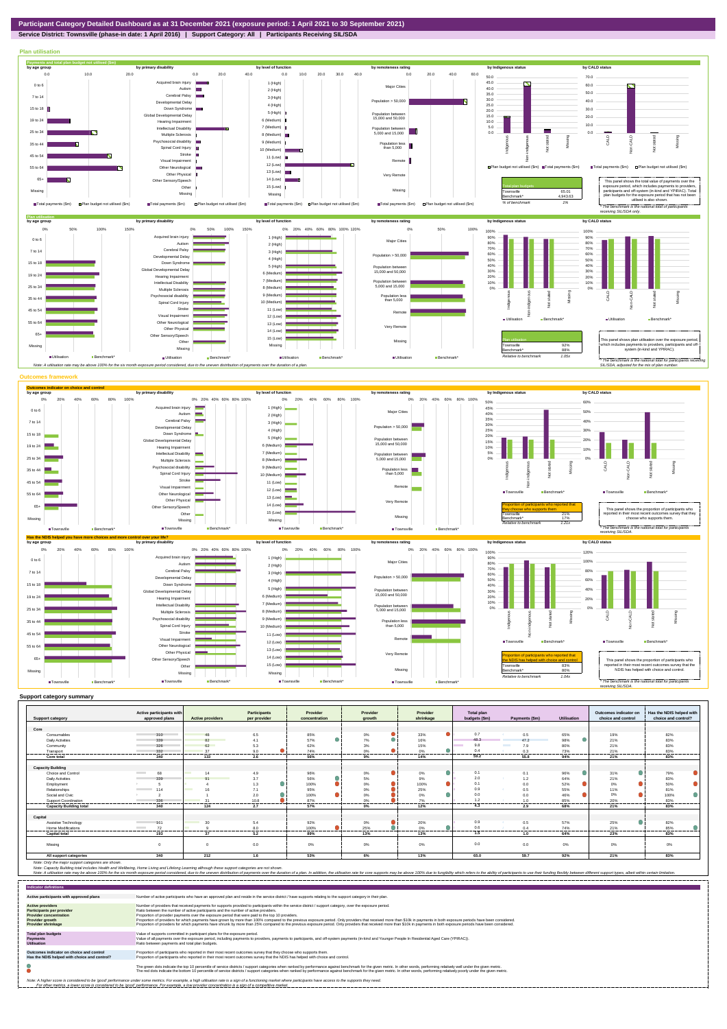**Participant Category Detailed Dashboard as at 31 December 2021 (exposure period: 1 April 2021 to 30 September 2021)**

**Service District: Townsville (phase-in date: 1 April 2016) | Support Category: All | Participants Receiving SIL/SDA**

## Plan utilisation

### Payments and total plan budget not utilised ($m)

| Total plan budgets | | |
|---|---|---|
| Townsville | | 65.01 |
| Benchmark* | | 4,943.63 |
| % of benchmark | | 1% |

This panel shows the total value of payments over the exposure period, which includes payments to providers, participants and off-system (in-kind and YPIRAC). Total plan budgets for the exposure period that has not been utilised is also shown.

*The benchmark is the national total for participants receiving SIL/SDA only.

### Plan utilisation

| Plan utilisation | |
|---|---|
| Townsville | 92% |
| Benchmark* | 88% |
| Relative to benchmark | 1.05x |

This panel shows plan utilisation over the exposure period, which includes payments to providers, participants and off-system (in-kind and YPIRAC).

*The benchmark is the national total for participants receiving SIL/SDA, adjusted for the mix of plan number.

Note: A utilisation rate may be above 100% for the six month exposure period considered, due to the uneven distribution of payments over the duration of a plan.

## Outcomes framework

### Outcomes indicator on choice and control

| Proportion of participants who reported that they choose who supports them | |
|---|---|
| Townsville | 21% |
| Benchmark* | 17% |
| Relative to benchmark | 1.21x |

This panel shows the proportion of participants who reported in their most recent outcomes survey that they choose who supports them.

*The benchmark is the national total for participants receiving SIL/SDA.

### Has the NDIS helped you have more choices and more control over your life?

| Proportion of participants who reported that the NDIS has helped with choice and control | |
|---|---|
| Townsville | 83% |
| Benchmark* | 80% |
| Relative to benchmark | 1.04x |

This panel shows the proportion of participants who reported in their most recent outcomes survey that the NDIS has helped with choice and control.

*The benchmark is the national total for participants receiving SIL/SDA.

## Support category summary

| Support category | Active participants with approved plans | Active providers | Participants per provider | Provider concentration | Provider growth | Provider shrinkage | Total plan budgets ($m) | Payments ($m) | Utilisation | Outcomes indicator on choice and control | Has the NDIS helped with choice and control? |
|---|---|---|---|---|---|---|---|---|---|---|---|
| **Core** | | | | | | | | | | | |
| Consumables | 310 | 48 | 6.5 | 85% | 0% | 33% | 0.7 | 0.5 | 65% | 19% | 82% |
| Daily Activities | 339 | 82 | 4.1 | 57% | 7% | 16% | 48.3 | 47.2 | 98% | 21% | 83% |
| Community | 326 | 62 | 5.3 | 62% | 3% | 15% | 9.8 | 7.9 | 80% | 21% | 83% |
| Transport | 332 | 37 | 9.0 | 74% | 0% | 0% | 0.4 | 0.3 | 73% | 21% | 83% |
| **Core total** | **340** | **133** | **2.6** | **56%** | **9%** | **14%** | **59.2** | **55.8** | **94%** | **21%** | **83%** |
| **Capacity Building** | | | | | | | | | | | |
| Choice and Control | 68 | 14 | 4.9 | 96% | 0% | 0% | 0.1 | 0.1 | 96% | 31% | 79% |
| Daily Activities | 339 | 91 | 3.7 | 56% | 5% | 9% | 2.0 | 1.2 | 64% | 21% | 83% |
| Employment | 5 | 4 | 1.3 | 100% | 0% | 100% | 0.1 | 0.0 | 52% | 0% | 50% |
| Relationships | 114 | 16 | 7.1 | 95% | 0% | 25% | 0.9 | 0.5 | 55% | 11% | 81% |
| Social and Civic | 2 | 1 | 2.0 | 100% | 0% | 0% | 0.0 | 0.0 | 46% | 0% | 100% |
| Support Coordination | 336 | 31 | 10.8 | 87% | 0% | 7% | 1.2 | 1.0 | 85% | 20% | 83% |
| **Capacity Building total** | **340** | **124** | **2.7** | **57%** | **0%** | **12%** | **4.3** | **2.9** | **68%** | **21%** | **83%** |
| **Capital** | | | | | | | | | | | |
| Assistive Technology | 161 | 30 | 5.4 | 92% | 0% | 20% | 0.9 | 0.5 | 57% | 25% | 82% |
| Home Modifications | 72 | 9 | 8.0 | 100% | 25% | 0% | 0.6 | 0.4 | 74% | 21% | 85% |
| **Capital total** | **193** | **37** | **5.2** | **89%** | **13%** | **13%** | **1.5** | **1.0** | **64%** | **23%** | **83%** |
| Missing | 0 | 0 | 0.0 | 0% | 0% | 0% | 0.0 | 0.0 | 0% | 0% | 0% |
| **All support categories** | **340** | **212** | **1.6** | **53%** | **6%** | **13%** | **65.0** | **59.7** | **92%** | **21%** | **83%** |

Note: Only the major support categories are shown.

Note: Capacity Building total includes Health and Wellbeing, Home Living and Lifelong Learning although these support categories are not shown.

Note: A utilisation rate may be above 100% for the six month exposure period considered, due to the uneven distribution of payments over the duration of a plan. In addition, the utilisation rate for core supports may be above 100% due to fungibility which refers to the ability of participants to use their funding flexibly between different support types, albeit within certain limitation.

## Indicator definitions

| Indicator | Definition |
|---|---|
| Active participants with approved plans | Number of active participants who have an approved plan and reside in the service district / have supports relating to the support category in their plan. |
| Active providers | Number of providers that received payments for supports provided to participants within the service district / support category, over the exposure period. |
| Participants per provider | Ratio between the number of active participants and the number of active providers. |
| Provider concentration | Proportion of provider payments over the exposure period that were paid to the top 10 providers. |
| Provider growth | Proportion of providers for which payments have grown by more than 100% compared to the previous exposure period. Only providers that received more than $10k in payments in both exposure periods have been considered. |
| Provider shrinkage | Proportion of providers for which payments have shrunk by more than 25% compared to the previous exposure period. Only providers that received more than $10k in payments in both exposure periods have been considered. |
| Total plan budgets | Value of supports committed in participant plans for the exposure period. |
| Payments | Value of all payments over the exposure period, including payments to providers, payments to participants, and off-system payments (in-kind and Younger People In Residential Aged Care (YPIRAC)). |
| Utilisation | Ratio between payments and total plan budgets. |
| Outcomes indicator on choice and control | Proportion of participants who reported in their most recent outcomes survey that they choose who supports them. |
| Has the NDIS helped with choice and control? | Proportion of participants who reported in their most recent outcomes survey that the NDIS has helped with choice and control. |

The green dots indicate the top 10 percentile of service districts / support categories when ranked by performance against benchmark for the given metric. In other words, performing relatively well under the given metric.

The red dots indicate the bottom 10 percentile of service districts / support categories when ranked by performance against benchmark for the given metric. In other words, performing relatively poorly under the given metric.

Note: A higher score is considered to be 'good' performance under some metrics. For example, a high utilisation rate is a sign of a functioning market where participants have access to the supports they need.
For other metrics, a lower score is considered to be 'good' performance. For example, a low provider concentration is a sign of a competitive market.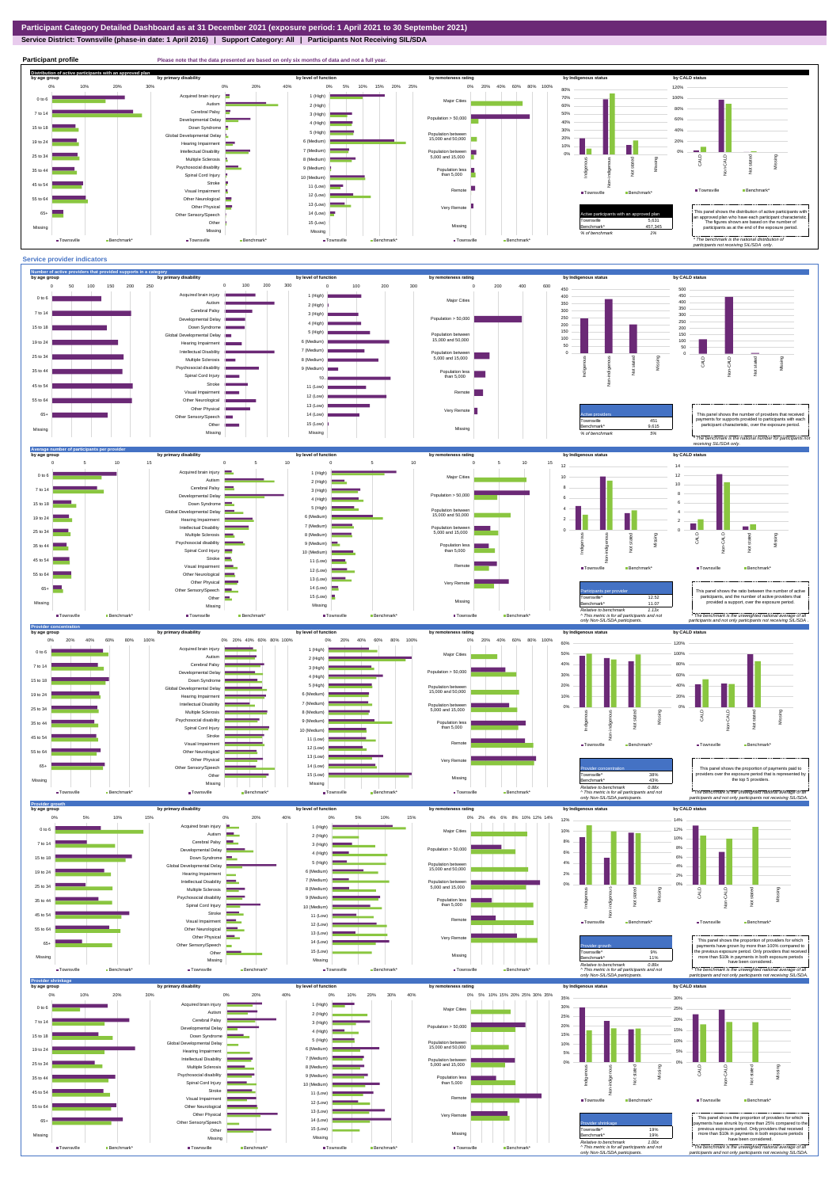# Participant Category Detailed Dashboard as at 31 December 2021 (exposure period: 1 April 2021 to 30 September 2021)

**Service District: Townsville (phase-in date: 1 April 2016) | Support Category: All | Participants Not Receiving SIL/SDA**

## Participant profile

Please note that the data presented are based on only six months of data and not a full year.

### Distribution of active participants with an approved plan

| Active participants with an approved plan | |
|---|---|
| Townsville | 5,631 |
| Benchmark* | 457,345 |
| % of benchmark | 1% |

This panel shows the distribution of active participants with an approved plan who have each participant characteristic. The figures shown are based on the number of participants as at the end of the exposure period.

* The benchmark is the national distribution of participants not receiving SIL/SDA only.

## Service provider indicators

### Number of active providers that provided supports in a category

| Active providers | |
|---|---|
| Townsville | 451 |
| Benchmark* | 9,615 |
| % of benchmark | 5% |

This panel shows the number of providers that received payments for supports provided to participants with each participant characteristic, over the exposure period.

* The benchmark is the national number for participants not receiving SIL/SDA only.

### Average number of participants per provider

| Participants per provider | |
|---|---|
| Townsville^ | 12.52 |
| Benchmark* | 11.07 |
| Relative to benchmark | 1.13x |

^ This metric is for all participants and not only Non-SIL/SDA participants.

This panel shows the ratio between the number of active participants, and the number of active providers that provided a support, over the exposure period.

* The benchmark is the unweighted national average of all participants and not only participants not receiving SIL/SDA.

### Provider concentration

| Provider concentration | |
|---|---|
| Townsville^ | 38% |
| Benchmark* | 43% |
| Relative to benchmark | 0.88x |

^ This metric is for all participants and not only Non-SIL/SDA participants.

This panel shows the proportion of payments paid to providers over the exposure period that is represented by the top 5 providers.

* The benchmark is the unweighted national average of all participants and not only participants not receiving SIL/SDA.

### Provider growth

| Provider growth | |
|---|---|
| Townsville^ | 9% |
| Benchmark* | 11% |
| Relative to benchmark | 0.80x |

^ This metric is for all participants and not only Non-SIL/SDA participants.

This panel shows the proportion of providers for which payments have grown by more than 100% compared to the previous exposure period. Only providers that received more than $10k in payments in both exposure periods have been considered.

* The benchmark is the unweighted national average of all participants and not only participants not receiving SIL/SDA.

### Provider shrinkage

| Provider shrinkage | |
|---|---|
| Townsville^ | 19% |
| Benchmark* | 19% |
| Relative to benchmark | 1.00x |

^ This metric is for all participants and not only Non-SIL/SDA participants.

This panel shows the proportion of providers for which payments have shrunk by more than 25% compared to the previous exposure period. Only providers that received more than $10k in payments in both exposure periods have been considered.

* The benchmark is the unweighted national average of all participants and not only participants not receiving SIL/SDA.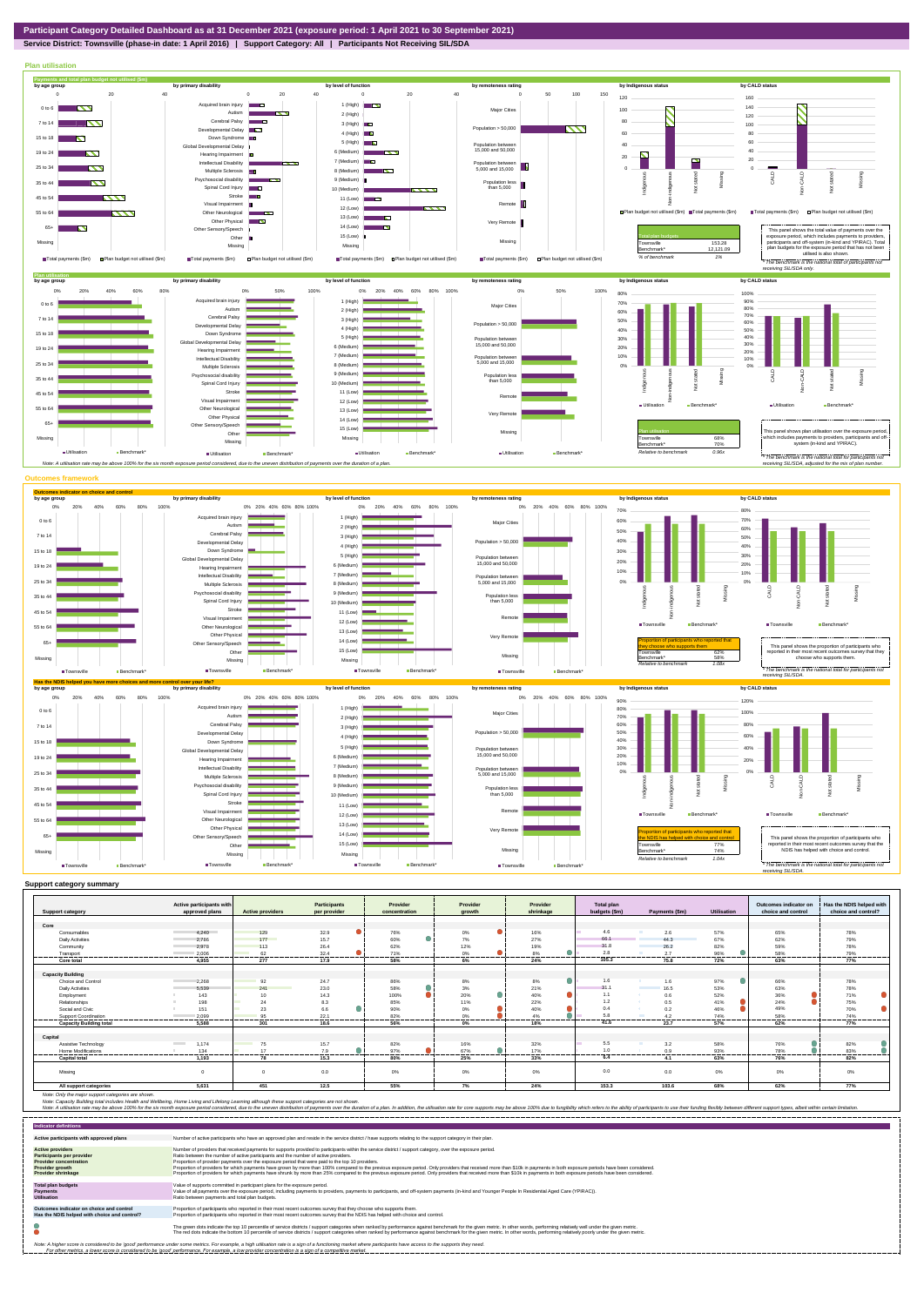# Participant Category Detailed Dashboard as at 31 December 2021 (exposure period: 1 April 2021 to 30 September 2021)

**Service District: Townsville (phase-in date: 1 April 2016) | Support Category: All | Participants Not Receiving SIL/SDA**

## Plan utilisation

**Payments and total plan budget not utilised ($m)**

by age group: 0 to 6, 7 to 14, 15 to 18, 19 to 24, 25 to 34, 35 to 44, 45 to 54, 55 to 64, 65+, Missing
■Total payments ($m) □Plan budget not utilised ($m)

by primary disability: Acquired brain injury, Autism, Cerebral Palsy, Developmental Delay, Down Syndrome, Global Developmental Delay, Hearing Impairment, Intellectual Disability, Multiple Sclerosis, Psychosocial disability, Spinal Cord Injury, Stroke, Visual Impairment, Other Neurological, Other Physical, Other Sensory/Speech, Other, Missing

by level of function: 1 (High) to 15 (Low), Missing

by remoteness rating: Major Cities, Population > 50,000, Population between 15,000 and 50,000, Population between 5,000 and 15,000, Population less than 5,000, Remote, Very Remote, Missing

by Indigenous status: Indigenous, Non-indigenous, Not stated, Missing

by CALD status: CALD, Non-CALD, Not stated, Missing

Total plan budgets
Townsville 153.28
Benchmark* 12,121.09
% of benchmark 1%

This panel shows the total value of payments over the exposure period, which includes payments to providers, participants and off-system (in-kind and YPIRAC). Total plan budgets for the exposure period that has not been utilised is also shown.

*The benchmark is the national total for participants not receiving SIL/SDA only.

**Plan utilisation**

■Utilisation ■Benchmark*

Plan utilisation
Townsville 68%
Benchmark* 70%
Relative to benchmark 0.96x

This panel shows plan utilisation over the exposure period, which includes payments to providers, participants and off-system (in-kind and YPIRAC).

*The benchmark is the national total for participants not receiving SIL/SDA, adjusted for the mix of plan number.

Note: A utilisation rate may be above 100% for the six month exposure period considered, due to the uneven distribution of payments over the duration of a plan.

## Outcomes framework

**Outcomes indicator on choice and control**

■Townsville ■Benchmark*

Proportion of participants who reported that they choose who supports them
Townsville 62%
Benchmark* 58%
Relative to benchmark 1.08x

This panel shows the proportion of participants who reported in their most recent outcomes survey that they choose who supports them.

*The benchmark is the national total for participants not receiving SIL/SDA.

**Has the NDIS helped you have more choices and more control over your life?**

Proportion of participants who reported that the NDIS has helped with choice and control
Townsville 77%
Benchmark* 74%
Relative to benchmark 1.04x

This panel shows the proportion of participants who reported in their most recent outcomes survey that the NDIS has helped with choice and control.

*The benchmark is the national total for participants not receiving SIL/SDA.

## Support category summary

| Support category | Active participants with approved plans | Active providers | Participants per provider | Provider concentration | Provider growth | Provider shrinkage | Total plan budgets ($m) | Payments ($m) | Utilisation | Outcomes indicator on choice and control | Has the NDIS helped with choice and control? |
|---|---|---|---|---|---|---|---|---|---|---|---|
| **Core** | | | | | | | | | | | |
| Consumables | 4,240 | 129 | 32.9 | 76% | 0% | 16% | 4.6 | 2.6 | 57% | 65% | 78% |
| Daily Activities | 2,786 | 177 | 15.7 | 60% | 7% | 27% | 66.1 | 44.3 | 67% | 62% | 79% |
| Community | 2,978 | 113 | 26.4 | 62% | 12% | 19% | 31.8 | 26.2 | 82% | 59% | 76% |
| Transport | 2,006 | 62 | 32.4 | 71% | 0% | 8% | 2.8 | 2.7 | 96% | 58% | 79% |
| **Core total** | **4,955** | **277** | **17.9** | **58%** | **6%** | **24%** | **105.2** | **75.8** | **72%** | **63%** | **77%** |
| **Capacity Building** | | | | | | | | | | | |
| Choice and Control | 2,268 | 92 | 24.7 | 86% | 8% | 8% | 1.6 | 1.6 | 97% | 66% | 78% |
| Daily Activities | 5,539 | 241 | 23.0 | 58% | 3% | 21% | 31.1 | 16.5 | 53% | 63% | 78% |
| Employment | 143 | 10 | 14.3 | 100% | 20% | 40% | 1.1 | 0.6 | 52% | 36% | 71% |
| Relationships | 198 | 24 | 8.3 | 85% | 11% | 22% | 1.2 | 0.5 | 41% | 24% | 75% |
| Social and Civic | 151 | 23 | 6.6 | 90% | 0% | 40% | 0.4 | 0.2 | 46% | 49% | 70% |
| Support Coordination | 2,099 | 95 | 22.1 | 82% | 0% | 4% | 5.8 | 4.2 | 74% | 58% | 74% |
| **Capacity Building total** | **5,598** | **301** | **18.6** | **56%** | **0%** | **18%** | **42.6** | **23.7** | **57%** | **62%** | **77%** |
| **Capital** | | | | | | | | | | | |
| Assistive Technology | 1,174 | 75 | 15.7 | 82% | 16% | 32% | 5.5 | 3.2 | 58% | 76% | 82% |
| Home Modifications | 134 | 17 | 7.9 | 97% | 67% | 17% | 1.0 | 0.9 | 93% | 78% | 83% |
| **Capital total** | **1,193** | **78** | **15.3** | **80%** | **25%** | **33%** | **6.4** | **4.1** | **63%** | **76%** | **82%** |
| Missing | 0 | 0 | 0.0 | 0% | 0% | 0% | 0.0 | 0.0 | 0% | 0% | 0% |
| **All support categories** | **5,631** | **451** | **12.5** | **55%** | **7%** | **24%** | **153.3** | **103.6** | **68%** | **62%** | **77%** |

Note: Only the major support categories are shown.
Note: Capacity Building total includes Health and Wellbeing, Home Living and Lifelong Learning although these support categories are not shown.
Note: A utilisation rate may be above 100% for the six month exposure period considered, due to the uneven distribution of payments over the duration of a plan. In addition, the utilisation rate for core supports may be above 100% due to fungibility which refers to the ability of participants to use their funding flexibly between different support types, albeit within certain limitation.

## Indicator definitions

| | |
|---|---|
| Active participants with approved plans | Number of active participants who have an approved plan and reside in the service district / have supports relating to the support category in their plan. |
| Active providers | Number of providers that received payments for supports provided to participants within the service district / support category, over the exposure period. |
| Participants per provider | Ratio between the number of active participants and the number of active providers. |
| Provider concentration | Proportion of provider payments over the exposure period that were paid to the top 10 providers. |
| Provider growth | Proportion of providers for which payments have grown by more than 100% compared to the previous exposure period. Only providers that received more than $10k in payments in both exposure periods have been considered. |
| Provider shrinkage | Proportion of providers for which payments have shrunk by more than 25% compared to the previous exposure period. Only providers that received more than $10k in payments in both exposure periods have been considered. |
| Total plan budgets | Value of supports committed in participant plans for the exposure period. |
| Payments | Value of all payments over the exposure period, including payments to providers, payments to participants, and off-system payments (in-kind and Younger People In Residential Aged Care (YPIRAC)). |
| Utilisation | Ratio between payments and total plan budgets. |
| Outcomes indicator on choice and control | Proportion of participants who reported in their most recent outcomes survey that they choose who supports them. |
| Has the NDIS helped with choice and control? | Proportion of participants who reported in their most recent outcomes survey that the NDIS has helped with choice and control. |

The green dots indicate the top 10 percentile of service districts / support categories when ranked by performance against benchmark for the given metric. In other words, performing relatively well under the given metric.
The red dots indicate the bottom 10 percentile of service districts / support categories when ranked by performance against benchmark for the given metric. In other words, performing relatively poorly under the given metric.

Note: A higher score is considered to be 'good' performance under some metrics. For example, a high utilisation rate is a sign of a functioning market where participants have access to the supports they need.
For other metrics, a lower score is considered to be 'good' performance. For example, a low provider concentration is a sign of a competitive market.